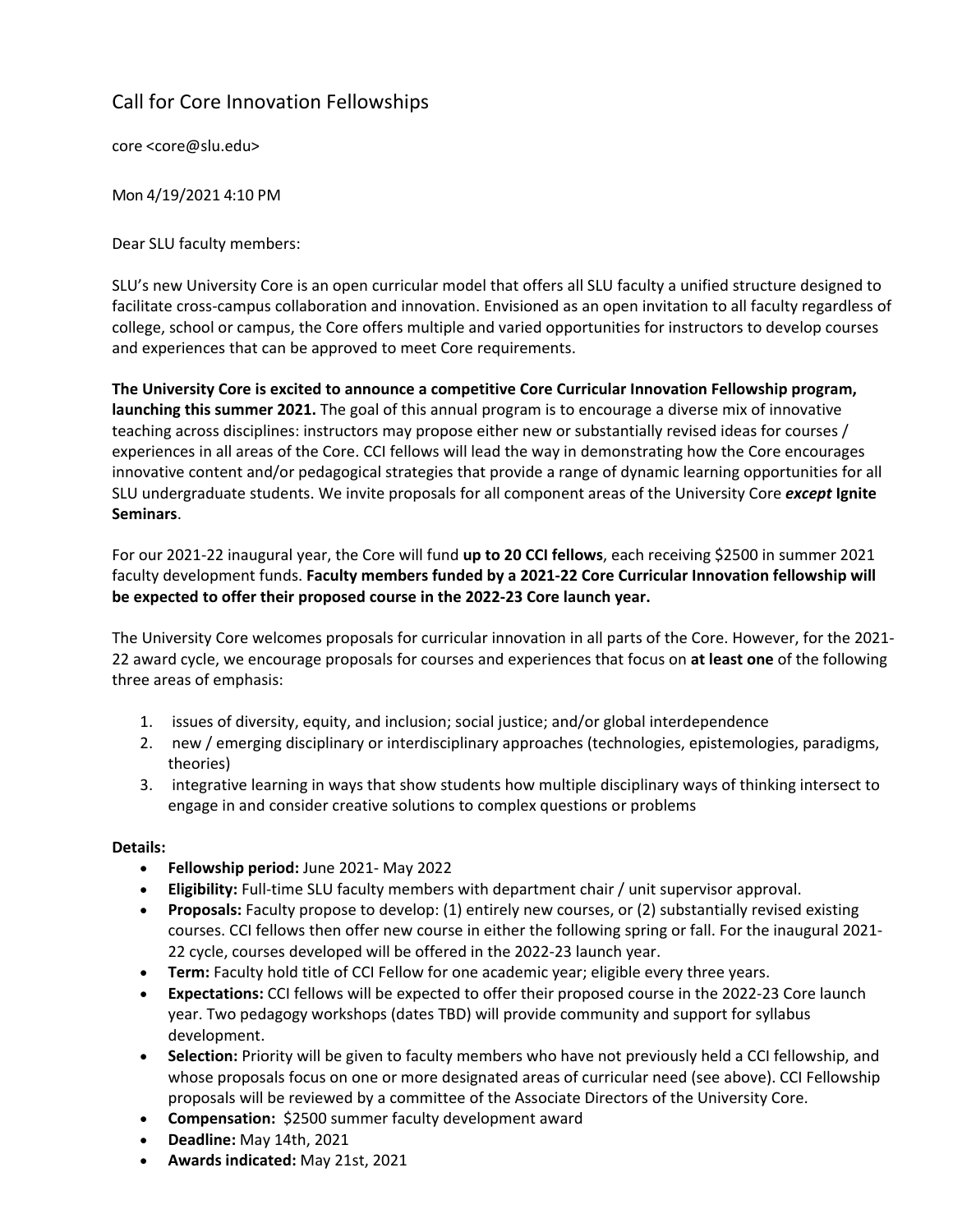# Call for Core Innovation Fellowships

core <core@slu.edu>

Mon 4/19/2021 4:10 PM

Dear SLU faculty members:

SLU's new University Core is an open curricular model that offers all SLU faculty a unified structure designed to facilitate cross-campus collaboration and innovation. Envisioned as an open invitation to all faculty regardless of college, school or campus, the Core offers multiple and varied opportunities for instructors to develop courses and experiences that can be approved to meet Core requirements.

**The University Core is excited to announce a competitive Core Curricular Innovation Fellowship program, launching this summer 2021.** The goal of this annual program is to encourage a diverse mix of innovative teaching across disciplines: instructors may propose either new or substantially revised ideas for courses / experiences in all areas of the Core. CCI fellows will lead the way in demonstrating how the Core encourages innovative content and/or pedagogical strategies that provide a range of dynamic learning opportunities for all SLU undergraduate students. We invite proposals for all component areas of the University Core ***except*** **Ignite Seminars**.

For our 2021-22 inaugural year, the Core will fund **up to 20 CCI fellows**, each receiving $2500 in summer 2021 faculty development funds. **Faculty members funded by a 2021-22 Core Curricular Innovation fellowship will be expected to offer their proposed course in the 2022-23 Core launch year.**

The University Core welcomes proposals for curricular innovation in all parts of the Core. However, for the 2021-22 award cycle, we encourage proposals for courses and experiences that focus on **at least one** of the following three areas of emphasis:

1. issues of diversity, equity, and inclusion; social justice; and/or global interdependence
2. new / emerging disciplinary or interdisciplinary approaches (technologies, epistemologies, paradigms, theories)
3. integrative learning in ways that show students how multiple disciplinary ways of thinking intersect to engage in and consider creative solutions to complex questions or problems

**Details:**

- **Fellowship period:** June 2021- May 2022
- **Eligibility:** Full-time SLU faculty members with department chair / unit supervisor approval.
- **Proposals:** Faculty propose to develop: (1) entirely new courses, or (2) substantially revised existing courses. CCI fellows then offer new course in either the following spring or fall. For the inaugural 2021-22 cycle, courses developed will be offered in the 2022-23 launch year.
- **Term:** Faculty hold title of CCI Fellow for one academic year; eligible every three years.
- **Expectations:** CCI fellows will be expected to offer their proposed course in the 2022-23 Core launch year. Two pedagogy workshops (dates TBD) will provide community and support for syllabus development.
- **Selection:** Priority will be given to faculty members who have not previously held a CCI fellowship, and whose proposals focus on one or more designated areas of curricular need (see above). CCI Fellowship proposals will be reviewed by a committee of the Associate Directors of the University Core.
- **Compensation:** $2500 summer faculty development award
- **Deadline:** May 14th, 2021
- **Awards indicated:** May 21st, 2021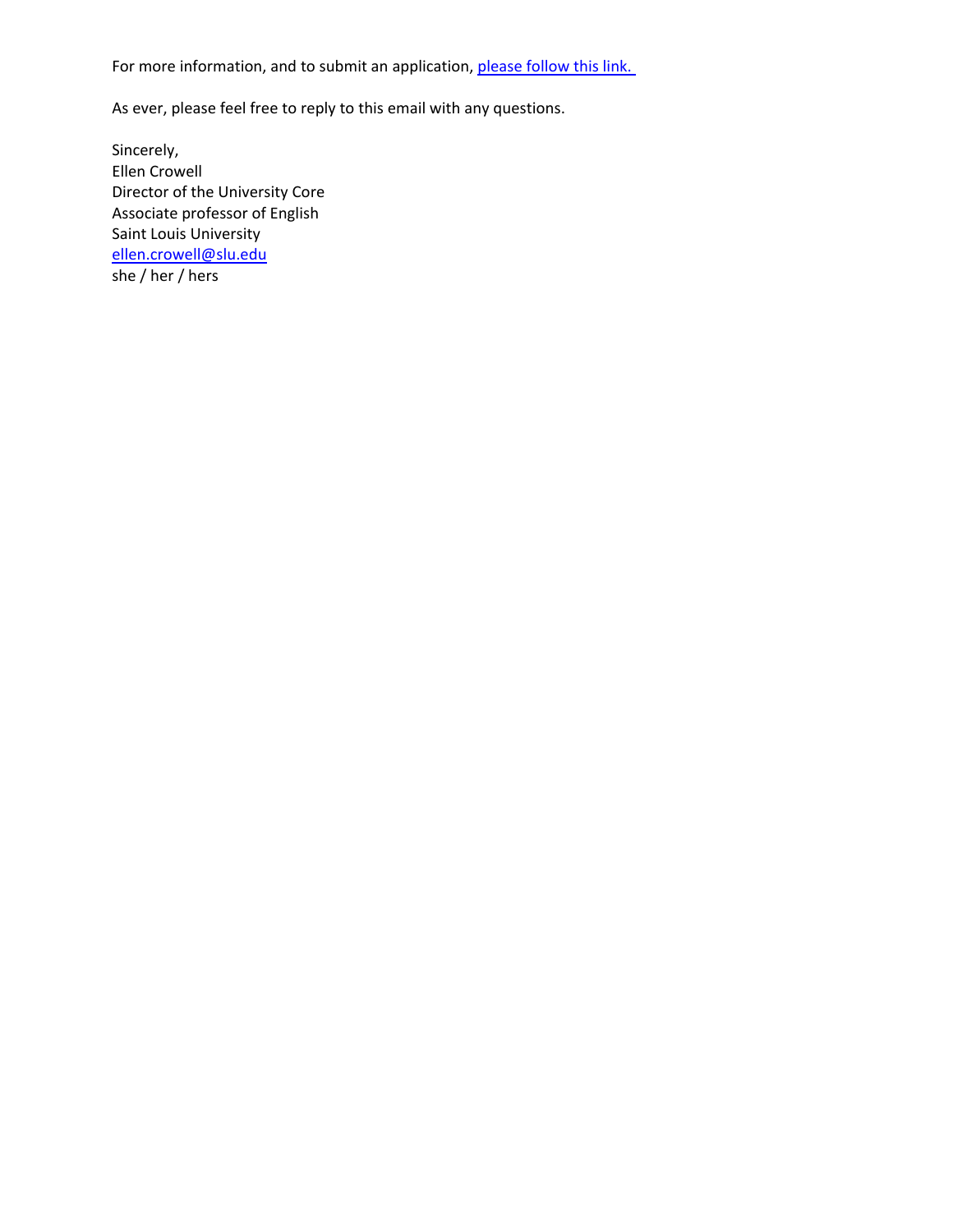For more information, and to submit an application, please follow this link.

As ever, please feel free to reply to this email with any questions.

Sincerely,
Ellen Crowell
Director of the University Core
Associate professor of English
Saint Louis University
ellen.crowell@slu.edu
she / her / hers